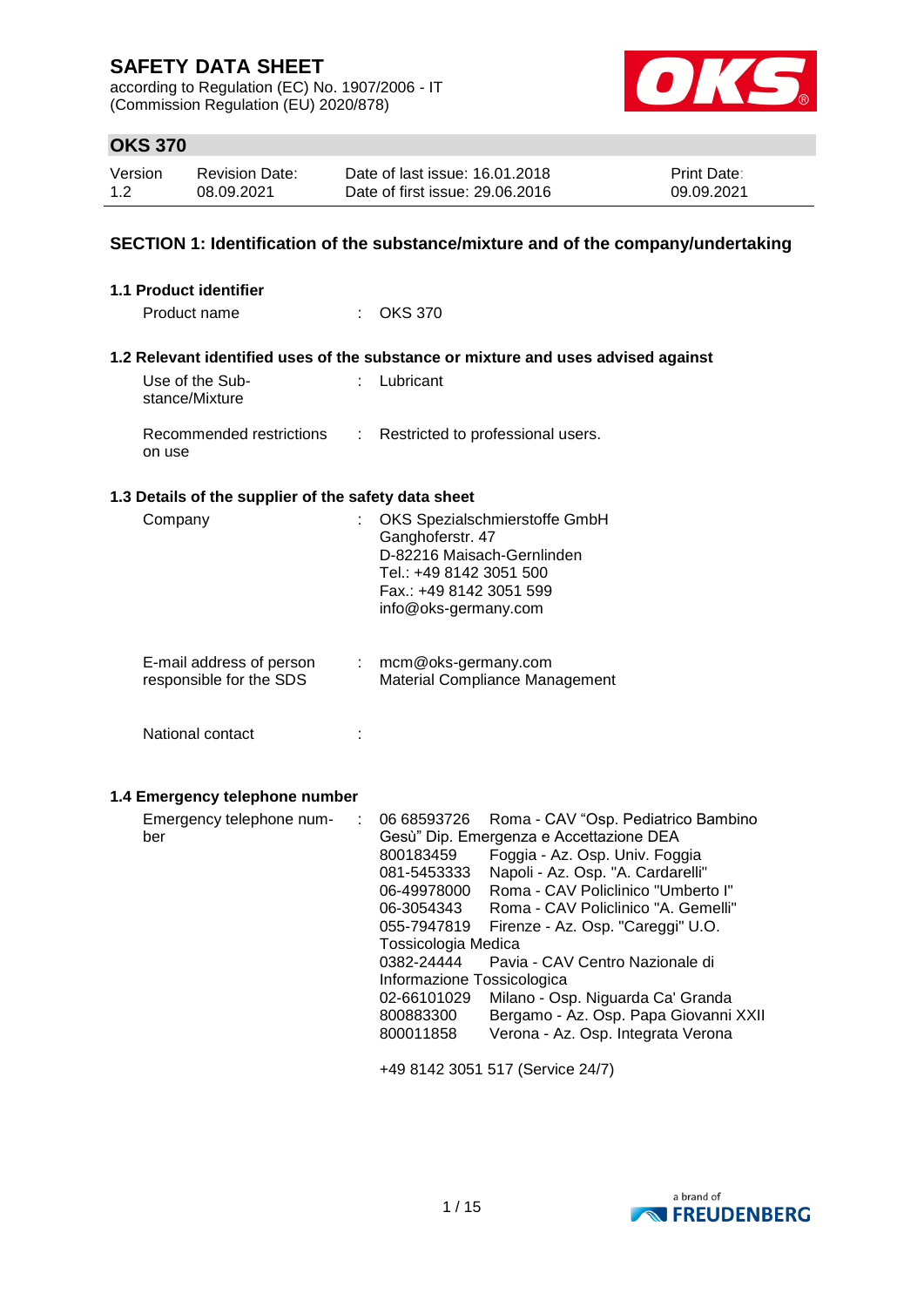# SAFETY DATA SHEET

according to Regulation (EC) No. 1907/2006 - IT (Commission Regulation (EU) 2020/878)

## OKS 370

| Version | Revision Date: | Date of last issue: 16.01.2018 | Print Date: |
|---|---|---|---|
| 1.2 | 08.09.2021 | Date of first issue: 29.06.2016 | 09.09.2021 |

## SECTION 1: Identification of the substance/mixture and of the company/undertaking

### 1.1 Product identifier

Product name : OKS 370

### 1.2 Relevant identified uses of the substance or mixture and uses advised against

Use of the Substance/Mixture : Lubricant

Recommended restrictions on use : Restricted to professional users.

### 1.3 Details of the supplier of the safety data sheet

Company : OKS Spezialschmierstoffe GmbH
Ganghoferstr. 47
D-82216 Maisach-Gernlinden
Tel.: +49 8142 3051 500
Fax.: +49 8142 3051 599
info@oks-germany.com

E-mail address of person responsible for the SDS : mcm@oks-germany.com
Material Compliance Management

National contact :

### 1.4 Emergency telephone number

Emergency telephone number :

| | |
|---|---|
| 06 68593726 | Roma - CAV "Osp. Pediatrico Bambino Gesù" Dip. Emergenza e Accettazione DEA |
| 800183459 | Foggia - Az. Osp. Univ. Foggia |
| 081-5453333 | Napoli - Az. Osp. "A. Cardarelli" |
| 06-49978000 | Roma - CAV Policlinico "Umberto I" |
| 06-3054343 | Roma - CAV Policlinico "A. Gemelli" |
| 055-7947819 | Firenze - Az. Osp. "Careggi" U.O. Tossicologia Medica |
| 0382-24444 | Pavia - CAV Centro Nazionale di Informazione Tossicologica |
| 02-66101029 | Milano - Osp. Niguarda Ca' Granda |
| 800883300 | Bergamo - Az. Osp. Papa Giovanni XXII |
| 800011858 | Verona - Az. Osp. Integrata Verona |

+49 8142 3051 517 (Service 24/7)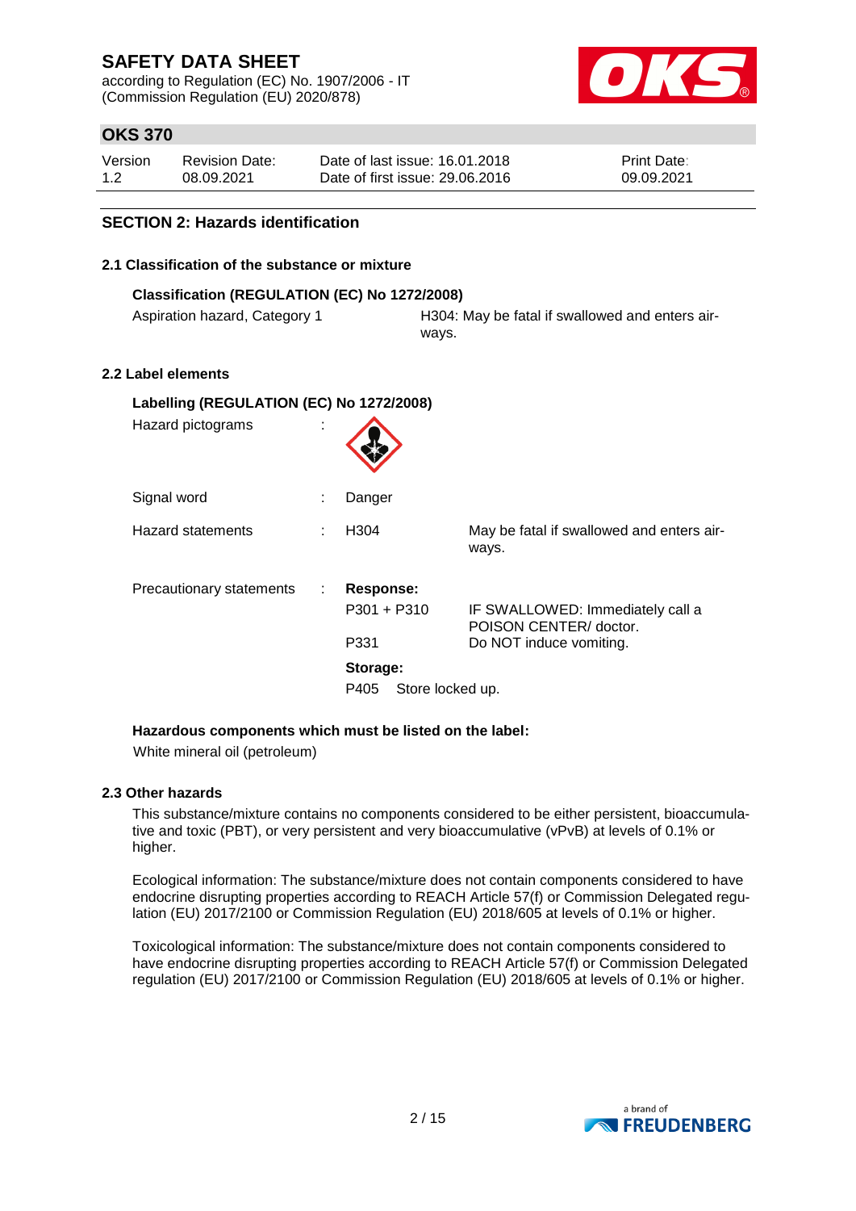## SECTION 2: Hazards identification

### 2.1 Classification of the substance or mixture

**Classification (REGULATION (EC) No 1272/2008)**

| | |
|---|---|
| Aspiration hazard, Category 1 | H304: May be fatal if swallowed and enters airways. |

### 2.2 Label elements

**Labelling (REGULATION (EC) No 1272/2008)**

Hazard pictograms :

Signal word : Danger

Hazard statements : H304 May be fatal if swallowed and enters airways.

Precautionary statements :

**Response:**

| | |
|---|---|
| P301 + P310 | IF SWALLOWED: Immediately call a POISON CENTER/ doctor. |
| P331 | Do NOT induce vomiting. |

**Storage:**

P405 Store locked up.

**Hazardous components which must be listed on the label:**

White mineral oil (petroleum)

### 2.3 Other hazards

This substance/mixture contains no components considered to be either persistent, bioaccumulative and toxic (PBT), or very persistent and very bioaccumulative (vPvB) at levels of 0.1% or higher.

Ecological information: The substance/mixture does not contain components considered to have endocrine disrupting properties according to REACH Article 57(f) or Commission Delegated regulation (EU) 2017/2100 or Commission Regulation (EU) 2018/605 at levels of 0.1% or higher.

Toxicological information: The substance/mixture does not contain components considered to have endocrine disrupting properties according to REACH Article 57(f) or Commission Delegated regulation (EU) 2017/2100 or Commission Regulation (EU) 2018/605 at levels of 0.1% or higher.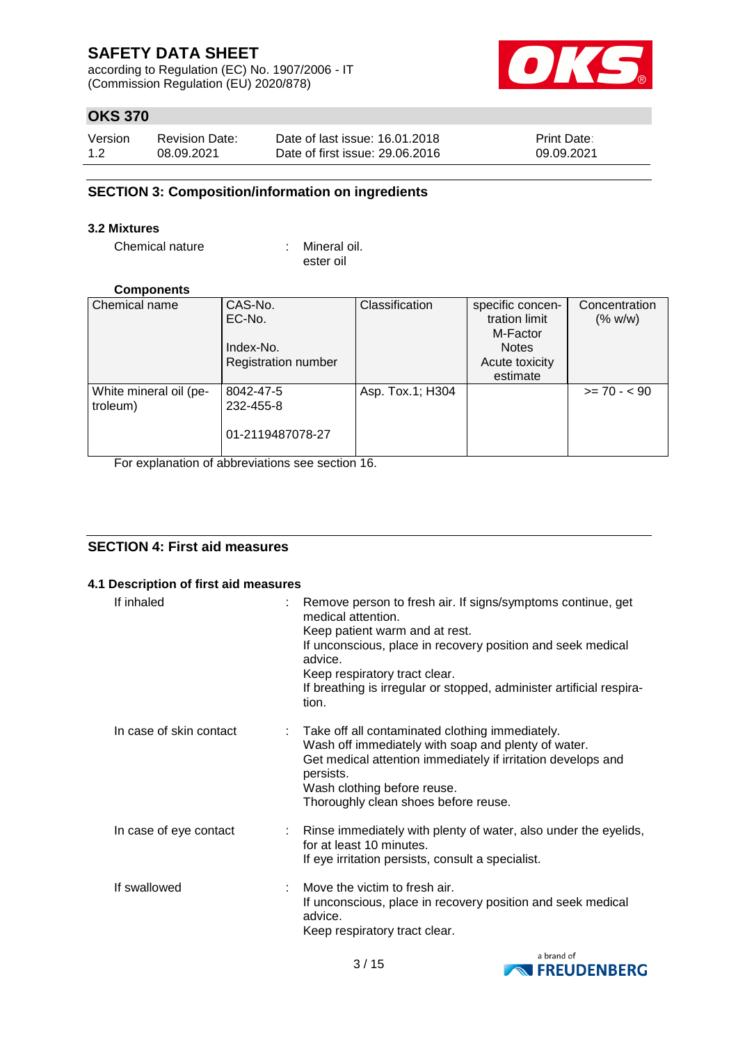## SECTION 3: Composition/information on ingredients

### 3.2 Mixtures

Chemical nature : Mineral oil.
ester oil

**Components**

| Chemical name | CAS-No.<br>EC-No.<br><br>Index-No.<br>Registration number | Classification | specific concentration limit<br>M-Factor<br>Notes<br>Acute toxicity estimate | Concentration (% w/w) |
|---|---|---|---|---|
| White mineral oil (petroleum) | 8042-47-5<br>232-455-8<br><br>01-2119487078-27 | Asp. Tox.1; H304 | | >= 70 - < 90 |

For explanation of abbreviations see section 16.

## SECTION 4: First aid measures

### 4.1 Description of first aid measures

If inhaled : Remove person to fresh air. If signs/symptoms continue, get medical attention.
Keep patient warm and at rest.
If unconscious, place in recovery position and seek medical advice.
Keep respiratory tract clear.
If breathing is irregular or stopped, administer artificial respiration.

In case of skin contact : Take off all contaminated clothing immediately.
Wash off immediately with soap and plenty of water.
Get medical attention immediately if irritation develops and persists.
Wash clothing before reuse.
Thoroughly clean shoes before reuse.

In case of eye contact : Rinse immediately with plenty of water, also under the eyelids, for at least 10 minutes.
If eye irritation persists, consult a specialist.

If swallowed : Move the victim to fresh air.
If unconscious, place in recovery position and seek medical advice.
Keep respiratory tract clear.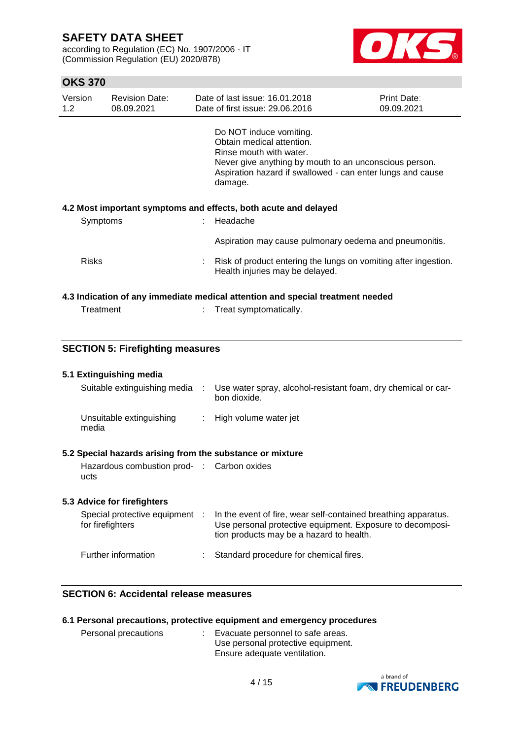Do NOT induce vomiting.
Obtain medical attention.
Rinse mouth with water.
Never give anything by mouth to an unconscious person.
Aspiration hazard if swallowed - can enter lungs and cause damage.

**4.2 Most important symptoms and effects, both acute and delayed**

| | | |
|---|---|---|
| Symptoms | : | Headache<br><br>Aspiration may cause pulmonary oedema and pneumonitis. |
| Risks | : | Risk of product entering the lungs on vomiting after ingestion.<br>Health injuries may be delayed. |

**4.3 Indication of any immediate medical attention and special treatment needed**

| | | |
|---|---|---|
| Treatment | : | Treat symptomatically. |

## SECTION 5: Firefighting measures

**5.1 Extinguishing media**

| | | |
|---|---|---|
| Suitable extinguishing media | : | Use water spray, alcohol-resistant foam, dry chemical or carbon dioxide. |
| Unsuitable extinguishing media | : | High volume water jet |

**5.2 Special hazards arising from the substance or mixture**

| | | |
|---|---|---|
| Hazardous combustion products | : | Carbon oxides |

**5.3 Advice for firefighters**

| | | |
|---|---|---|
| Special protective equipment for firefighters | : | In the event of fire, wear self-contained breathing apparatus.<br>Use personal protective equipment. Exposure to decomposition products may be a hazard to health. |
| Further information | : | Standard procedure for chemical fires. |

## SECTION 6: Accidental release measures

**6.1 Personal precautions, protective equipment and emergency procedures**

| | | |
|---|---|---|
| Personal precautions | : | Evacuate personnel to safe areas.<br>Use personal protective equipment.<br>Ensure adequate ventilation. |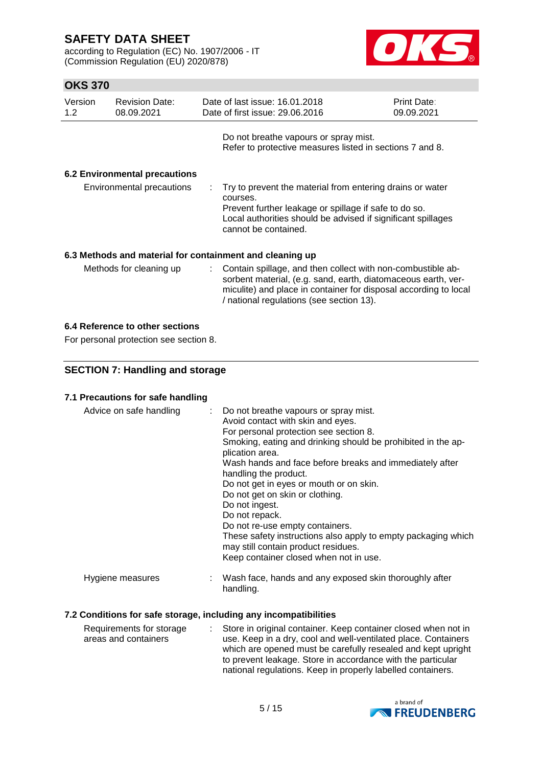Do not breathe vapours or spray mist.
Refer to protective measures listed in sections 7 and 8.

### 6.2 Environmental precautions

| | | |
|---|---|---|
| Environmental precautions | : | Try to prevent the material from entering drains or water courses. Prevent further leakage or spillage if safe to do so. Local authorities should be advised if significant spillages cannot be contained. |

### 6.3 Methods and material for containment and cleaning up

| | | |
|---|---|---|
| Methods for cleaning up | : | Contain spillage, and then collect with non-combustible absorbent material, (e.g. sand, earth, diatomaceous earth, vermiculite) and place in container for disposal according to local / national regulations (see section 13). |

### 6.4 Reference to other sections

For personal protection see section 8.

## SECTION 7: Handling and storage

### 7.1 Precautions for safe handling

| | | |
|---|---|---|
| Advice on safe handling | : | Do not breathe vapours or spray mist.<br>Avoid contact with skin and eyes.<br>For personal protection see section 8.<br>Smoking, eating and drinking should be prohibited in the application area.<br>Wash hands and face before breaks and immediately after handling the product.<br>Do not get in eyes or mouth or on skin.<br>Do not get on skin or clothing.<br>Do not ingest.<br>Do not repack.<br>Do not re-use empty containers.<br>These safety instructions also apply to empty packaging which may still contain product residues.<br>Keep container closed when not in use. |
| Hygiene measures | : | Wash face, hands and any exposed skin thoroughly after handling. |

### 7.2 Conditions for safe storage, including any incompatibilities

| | | |
|---|---|---|
| Requirements for storage areas and containers | : | Store in original container. Keep container closed when not in use. Keep in a dry, cool and well-ventilated place. Containers which are opened must be carefully resealed and kept upright to prevent leakage. Store in accordance with the particular national regulations. Keep in properly labelled containers. |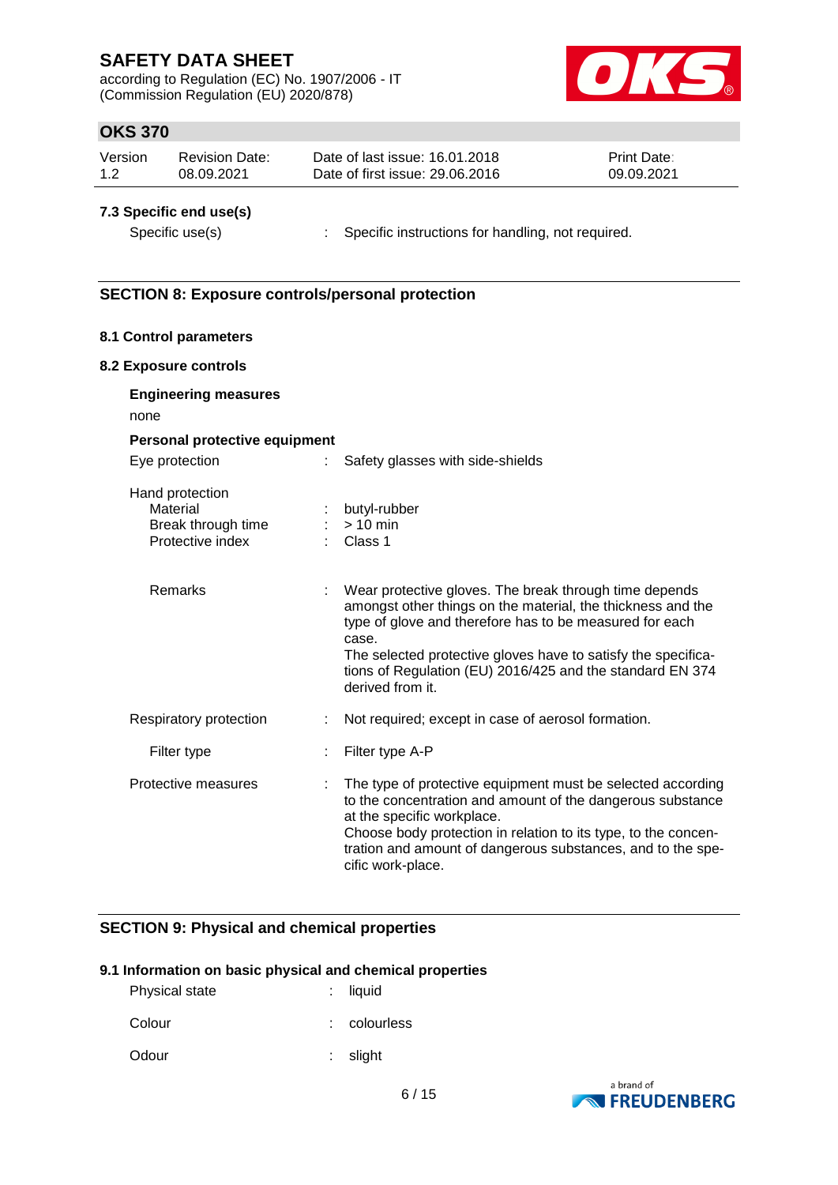### 7.3 Specific end use(s)

Specific use(s) : Specific instructions for handling, not required.

## SECTION 8: Exposure controls/personal protection

### 8.1 Control parameters

### 8.2 Exposure controls

**Engineering measures**

none

**Personal protective equipment**

| | | |
|---|---|---|
| Eye protection | : | Safety glasses with side-shields |
| Hand protection | | |
| Material | : | butyl-rubber |
| Break through time | : | > 10 min |
| Protective index | : | Class 1 |
| Remarks | : | Wear protective gloves. The break through time depends amongst other things on the material, the thickness and the type of glove and therefore has to be measured for each case.<br>The selected protective gloves have to satisfy the specifications of Regulation (EU) 2016/425 and the standard EN 374 derived from it. |
| Respiratory protection | : | Not required; except in case of aerosol formation. |
| Filter type | : | Filter type A-P |
| Protective measures | : | The type of protective equipment must be selected according to the concentration and amount of the dangerous substance at the specific workplace.<br>Choose body protection in relation to its type, to the concentration and amount of dangerous substances, and to the specific work-place. |

## SECTION 9: Physical and chemical properties

### 9.1 Information on basic physical and chemical properties

| | | |
|---|---|---|
| Physical state | : | liquid |
| Colour | : | colourless |
| Odour | : | slight |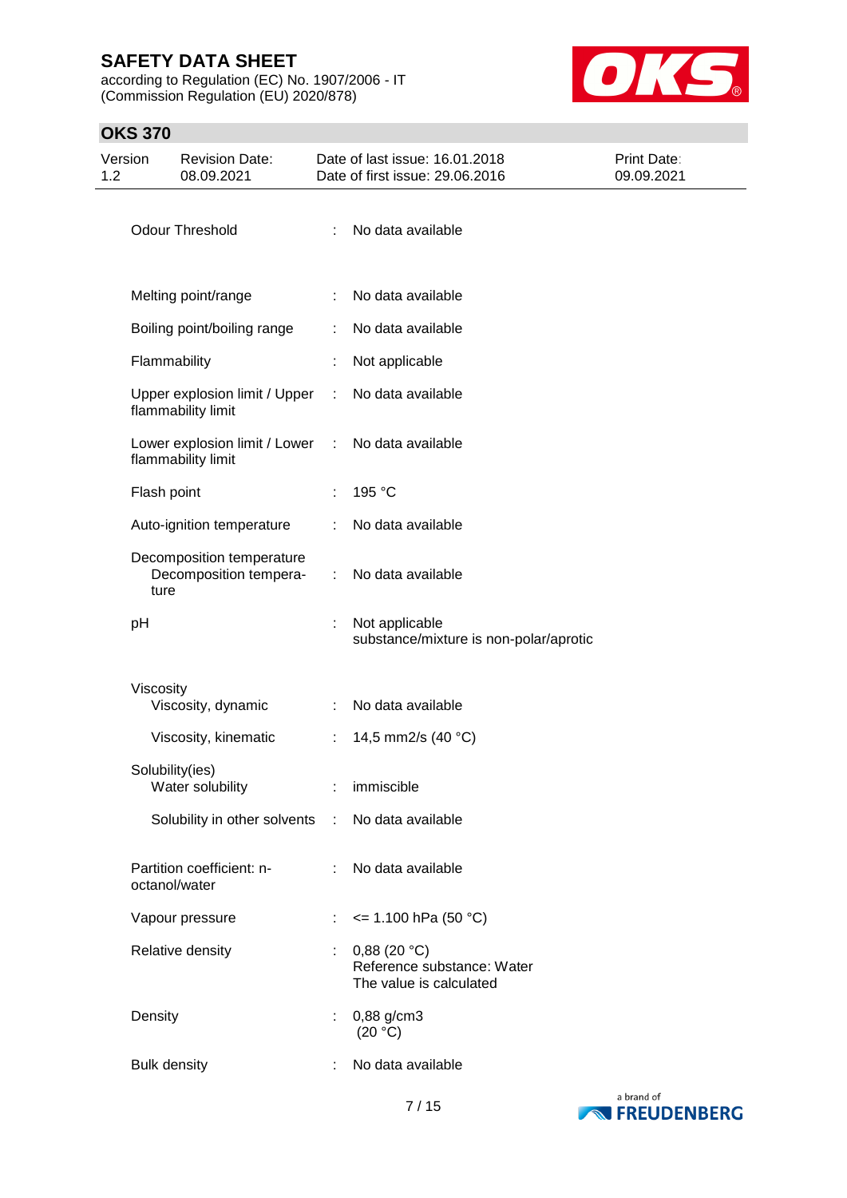| Property | | Value |
|---|---|---|
| Odour Threshold | : | No data available |
| Melting point/range | : | No data available |
| Boiling point/boiling range | : | No data available |
| Flammability | : | Not applicable |
| Upper explosion limit / Upper flammability limit | : | No data available |
| Lower explosion limit / Lower flammability limit | : | No data available |
| Flash point | : | 195 °C |
| Auto-ignition temperature | : | No data available |
| Decomposition temperature | | |
| Decomposition temperature | : | No data available |
| pH | : | Not applicable<br>substance/mixture is non-polar/aprotic |
| Viscosity | | |
| Viscosity, dynamic | : | No data available |
| Viscosity, kinematic | : | 14,5 mm2/s (40 °C) |
| Solubility(ies) | | |
| Water solubility | : | immiscible |
| Solubility in other solvents | : | No data available |
| Partition coefficient: n-octanol/water | : | No data available |
| Vapour pressure | : | <= 1.100 hPa (50 °C) |
| Relative density | : | 0,88 (20 °C)<br>Reference substance: Water<br>The value is calculated |
| Density | : | 0,88 g/cm3<br>(20 °C) |
| Bulk density | : | No data available |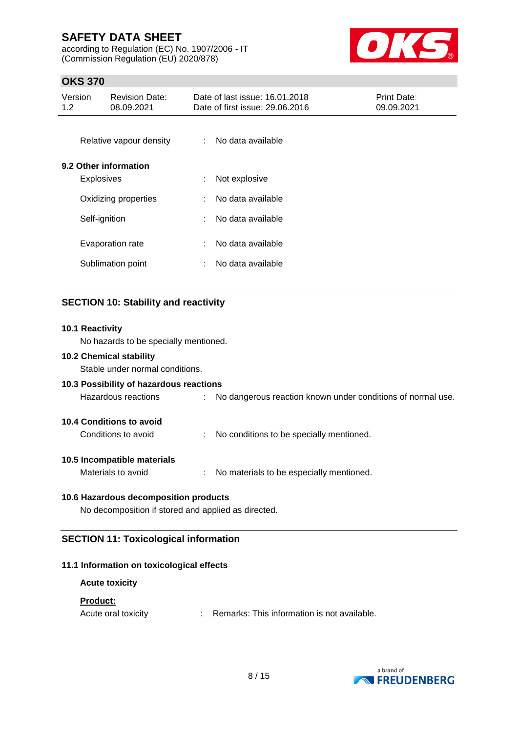| | | |
|---|---|---|
| Relative vapour density | : | No data available |

**9.2 Other information**

| | | |
|---|---|---|
| Explosives | : | Not explosive |
| Oxidizing properties | : | No data available |
| Self-ignition | : | No data available |
| Evaporation rate | : | No data available |
| Sublimation point | : | No data available |

## SECTION 10: Stability and reactivity

**10.1 Reactivity**

No hazards to be specially mentioned.

**10.2 Chemical stability**

Stable under normal conditions.

**10.3 Possibility of hazardous reactions**

Hazardous reactions : No dangerous reaction known under conditions of normal use.

**10.4 Conditions to avoid**

Conditions to avoid : No conditions to be specially mentioned.

**10.5 Incompatible materials**

Materials to avoid : No materials to be especially mentioned.

**10.6 Hazardous decomposition products**

No decomposition if stored and applied as directed.

## SECTION 11: Toxicological information

**11.1 Information on toxicological effects**

**Acute toxicity**

**Product:**

Acute oral toxicity : Remarks: This information is not available.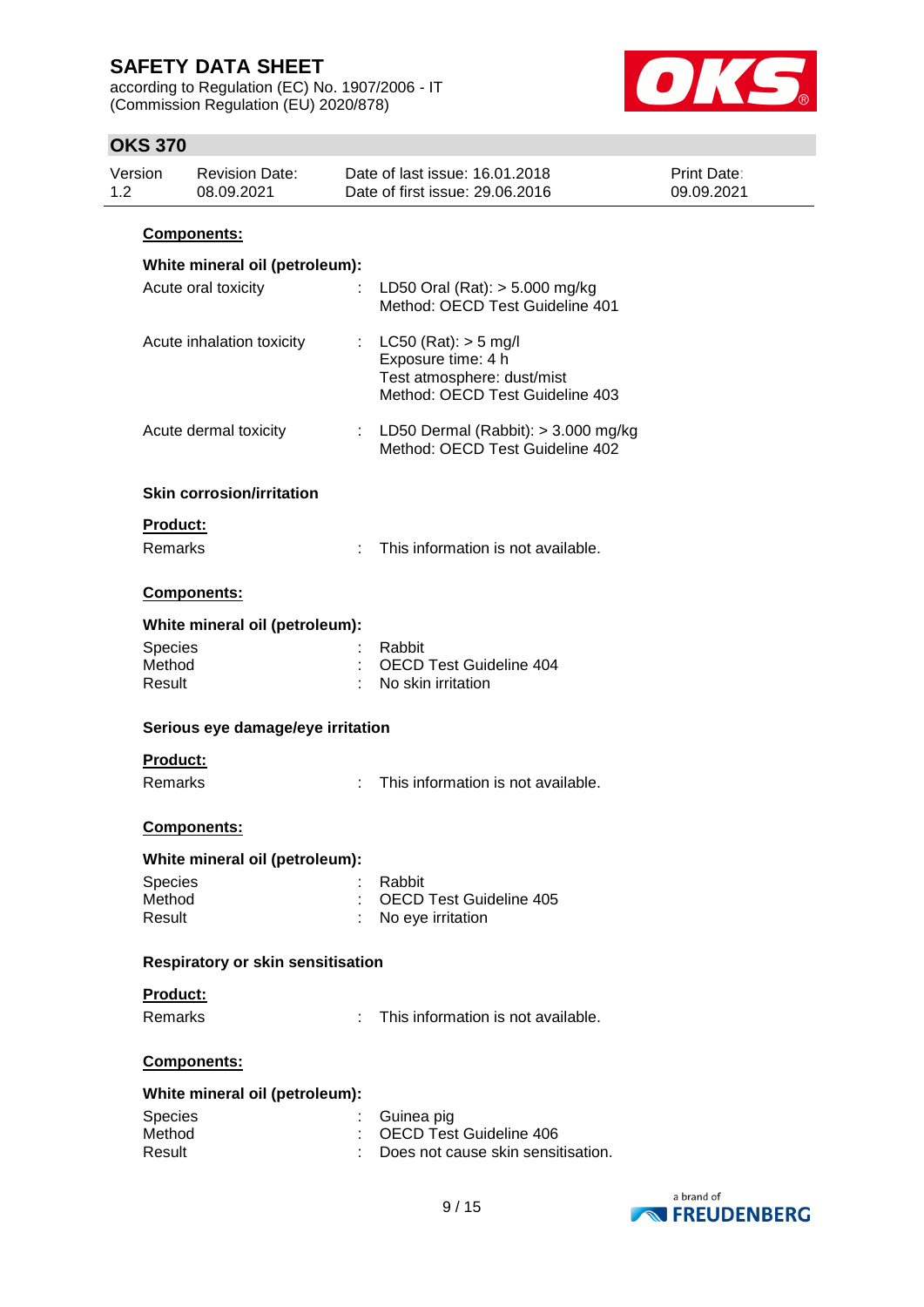**Components:**

**White mineral oil (petroleum):**

| | | |
|---|---|---|
| Acute oral toxicity | : | LD50 Oral (Rat): > 5.000 mg/kg<br>Method: OECD Test Guideline 401 |
| Acute inhalation toxicity | : | LC50 (Rat): > 5 mg/l<br>Exposure time: 4 h<br>Test atmosphere: dust/mist<br>Method: OECD Test Guideline 403 |
| Acute dermal toxicity | : | LD50 Dermal (Rabbit): > 3.000 mg/kg<br>Method: OECD Test Guideline 402 |

### Skin corrosion/irritation

**Product:**

Remarks : This information is not available.

**Components:**

**White mineral oil (petroleum):**

Species : Rabbit
Method : OECD Test Guideline 404
Result : No skin irritation

### Serious eye damage/eye irritation

**Product:**

Remarks : This information is not available.

**Components:**

**White mineral oil (petroleum):**

Species : Rabbit
Method : OECD Test Guideline 405
Result : No eye irritation

### Respiratory or skin sensitisation

**Product:**

Remarks : This information is not available.

**Components:**

**White mineral oil (petroleum):**

Species : Guinea pig
Method : OECD Test Guideline 406
Result : Does not cause skin sensitisation.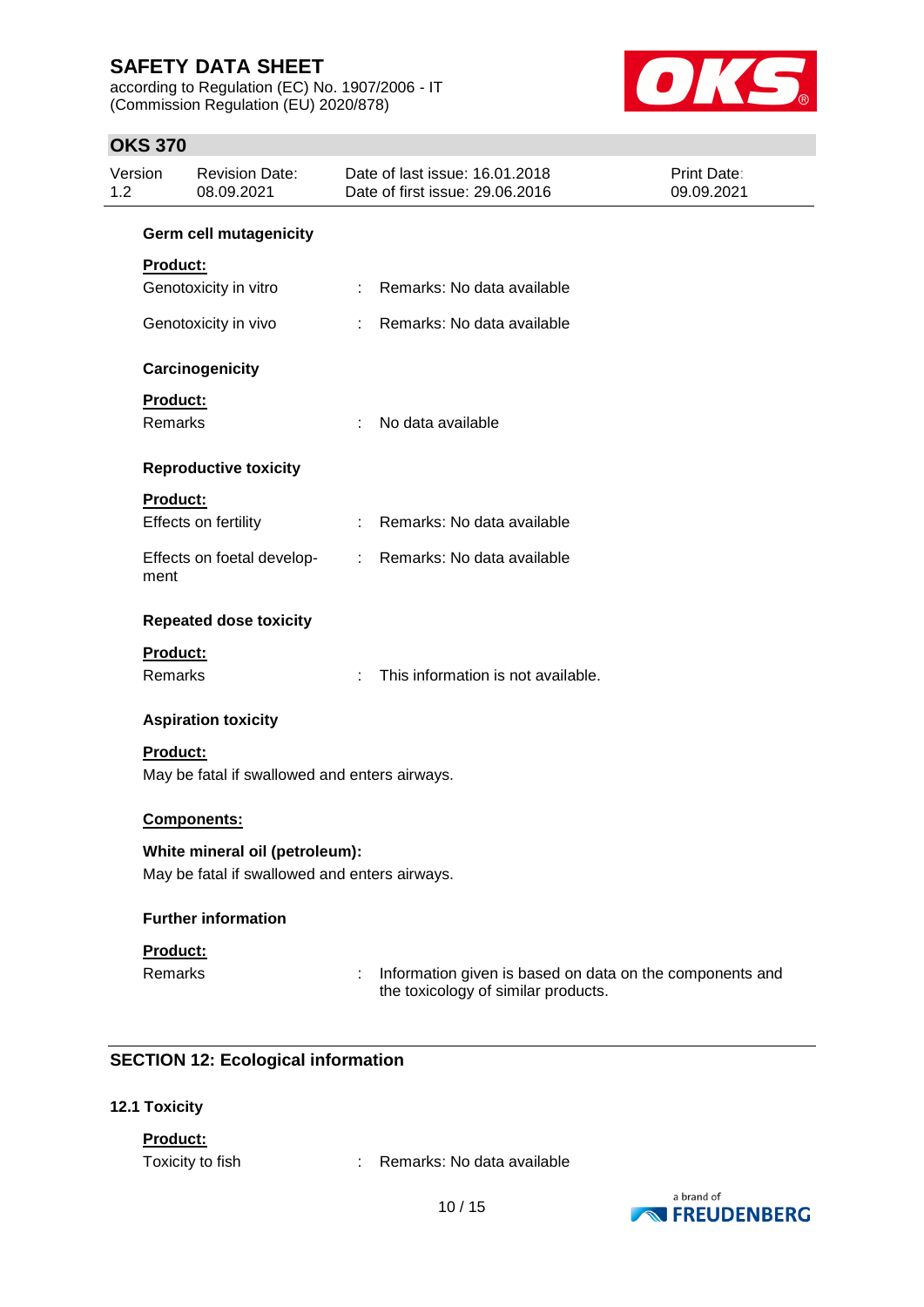#### Germ cell mutagenicity

**Product:**

Genotoxicity in vitro : Remarks: No data available

Genotoxicity in vivo : Remarks: No data available

#### Carcinogenicity

**Product:**

Remarks : No data available

#### Reproductive toxicity

**Product:**

Effects on fertility : Remarks: No data available

Effects on foetal development : Remarks: No data available

#### Repeated dose toxicity

**Product:**

Remarks : This information is not available.

#### Aspiration toxicity

**Product:**

May be fatal if swallowed and enters airways.

**Components:**

**White mineral oil (petroleum):**

May be fatal if swallowed and enters airways.

#### Further information

**Product:**

Remarks : Information given is based on data on the components and the toxicology of similar products.

## SECTION 12: Ecological information

### 12.1 Toxicity

**Product:**

Toxicity to fish : Remarks: No data available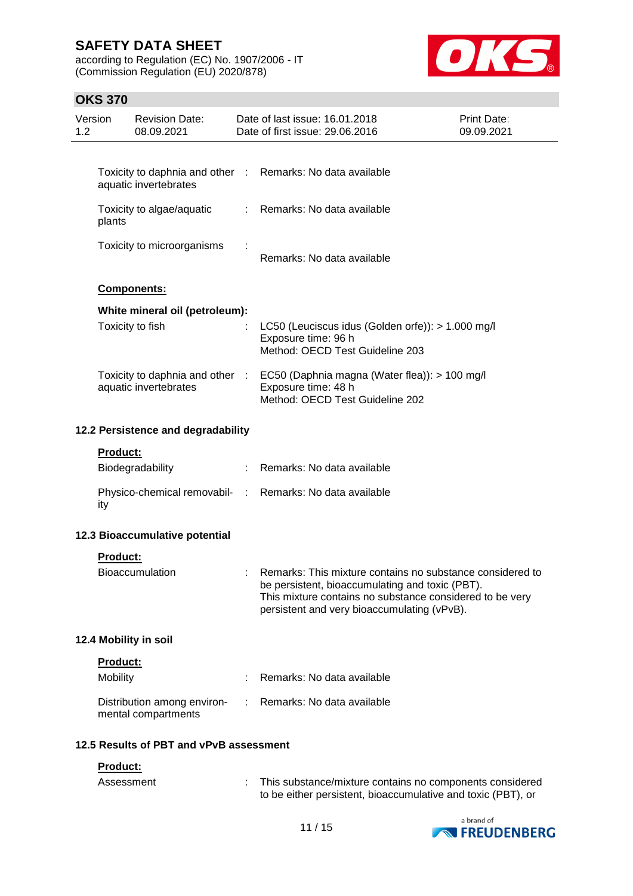Toxicity to daphnia and other aquatic invertebrates : Remarks: No data available

Toxicity to algae/aquatic plants : Remarks: No data available

Toxicity to microorganisms : Remarks: No data available

**Components:**

**White mineral oil (petroleum):**

Toxicity to fish : LC50 (Leuciscus idus (Golden orfe)): > 1.000 mg/l
Exposure time: 96 h
Method: OECD Test Guideline 203

Toxicity to daphnia and other aquatic invertebrates : EC50 (Daphnia magna (Water flea)): > 100 mg/l
Exposure time: 48 h
Method: OECD Test Guideline 202

### 12.2 Persistence and degradability

**Product:**

Biodegradability : Remarks: No data available

Physico-chemical removability : Remarks: No data available

### 12.3 Bioaccumulative potential

**Product:**

Bioaccumulation : Remarks: This mixture contains no substance considered to be persistent, bioaccumulating and toxic (PBT).
This mixture contains no substance considered to be very persistent and very bioaccumulating (vPvB).

### 12.4 Mobility in soil

**Product:**

Mobility : Remarks: No data available

Distribution among environmental compartments : Remarks: No data available

### 12.5 Results of PBT and vPvB assessment

**Product:**

Assessment : This substance/mixture contains no components considered to be either persistent, bioaccumulative and toxic (PBT), or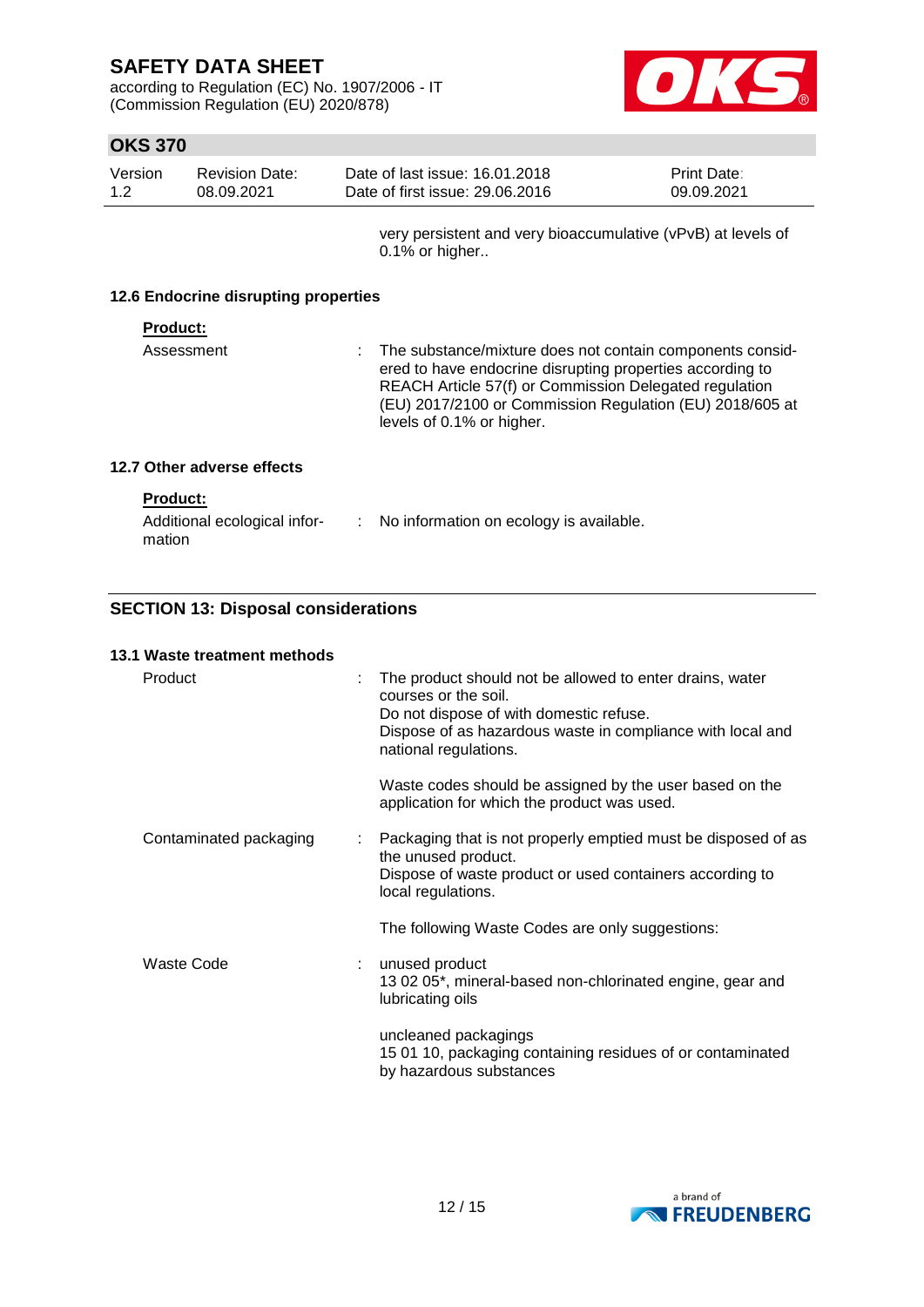very persistent and very bioaccumulative (vPvB) at levels of 0.1% or higher..

### 12.6 Endocrine disrupting properties

**Product:**

| | | |
|---|---|---|
| Assessment | : | The substance/mixture does not contain components considered to have endocrine disrupting properties according to REACH Article 57(f) or Commission Delegated regulation (EU) 2017/2100 or Commission Regulation (EU) 2018/605 at levels of 0.1% or higher. |

### 12.7 Other adverse effects

**Product:**

| | | |
|---|---|---|
| Additional ecological information | : | No information on ecology is available. |

## SECTION 13: Disposal considerations

### 13.1 Waste treatment methods

| | | |
|---|---|---|
| Product | : | The product should not be allowed to enter drains, water courses or the soil.<br>Do not dispose of with domestic refuse.<br>Dispose of as hazardous waste in compliance with local and national regulations.<br><br>Waste codes should be assigned by the user based on the application for which the product was used. |
| Contaminated packaging | : | Packaging that is not properly emptied must be disposed of as the unused product.<br>Dispose of waste product or used containers according to local regulations.<br><br>The following Waste Codes are only suggestions: |
| Waste Code | : | unused product<br>13 02 05*, mineral-based non-chlorinated engine, gear and lubricating oils<br><br>uncleaned packagings<br>15 01 10, packaging containing residues of or contaminated by hazardous substances |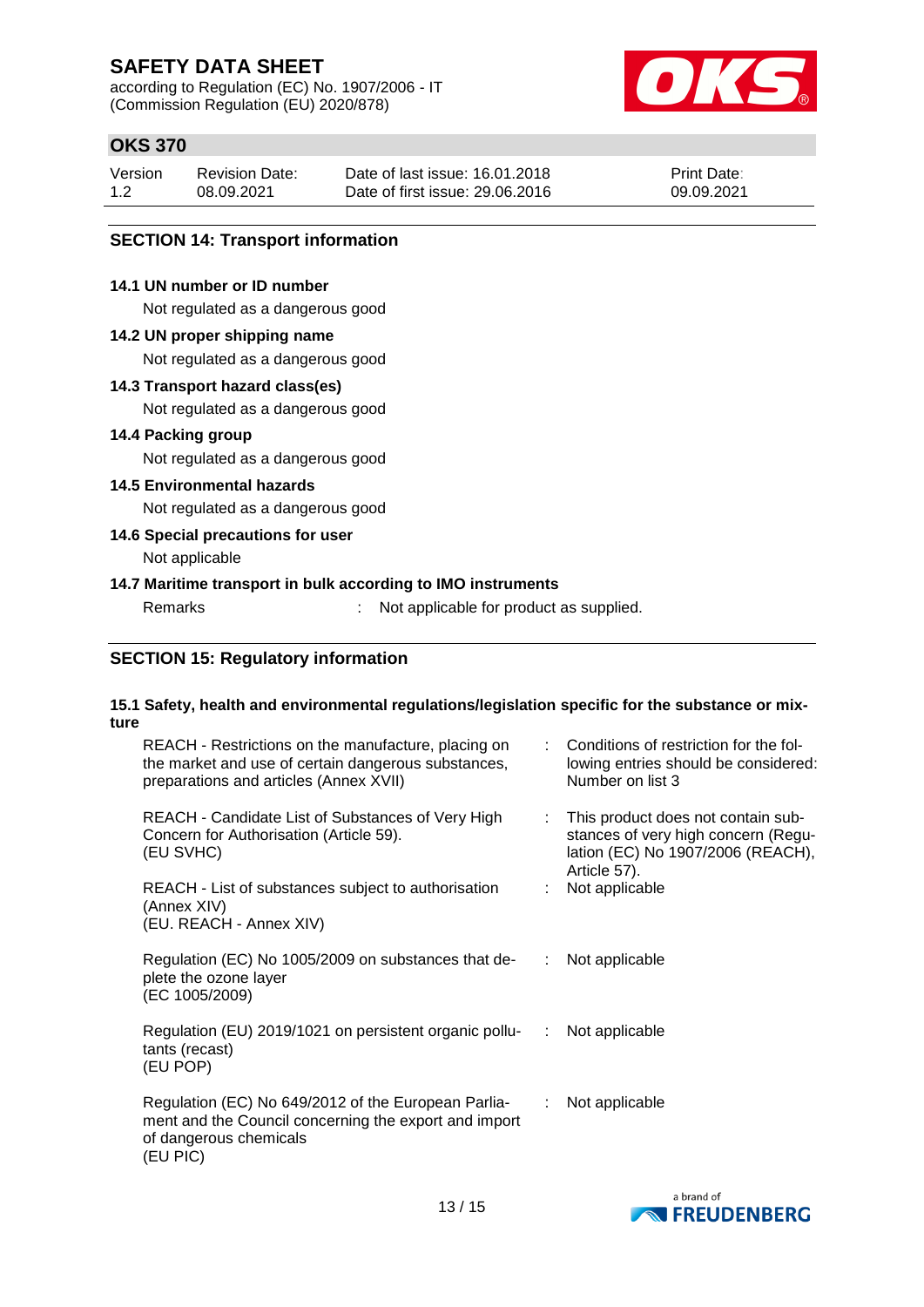## SECTION 14: Transport information

### 14.1 UN number or ID number

Not regulated as a dangerous good

### 14.2 UN proper shipping name

Not regulated as a dangerous good

### 14.3 Transport hazard class(es)

Not regulated as a dangerous good

### 14.4 Packing group

Not regulated as a dangerous good

### 14.5 Environmental hazards

Not regulated as a dangerous good

### 14.6 Special precautions for user

Not applicable

### 14.7 Maritime transport in bulk according to IMO instruments

| | | |
|---|---|---|
| Remarks | : | Not applicable for product as supplied. |

## SECTION 15: Regulatory information

### 15.1 Safety, health and environmental regulations/legislation specific for the substance or mixture

| | | |
|---|---|---|
| REACH - Restrictions on the manufacture, placing on the market and use of certain dangerous substances, preparations and articles (Annex XVII) | : | Conditions of restriction for the following entries should be considered: Number on list 3 |
| REACH - Candidate List of Substances of Very High Concern for Authorisation (Article 59). (EU SVHC) | : | This product does not contain substances of very high concern (Regulation (EC) No 1907/2006 (REACH), Article 57). |
| REACH - List of substances subject to authorisation (Annex XIV) (EU. REACH - Annex XIV) | : | Not applicable |
| Regulation (EC) No 1005/2009 on substances that deplete the ozone layer (EC 1005/2009) | : | Not applicable |
| Regulation (EU) 2019/1021 on persistent organic pollutants (recast) (EU POP) | : | Not applicable |
| Regulation (EC) No 649/2012 of the European Parliament and the Council concerning the export and import of dangerous chemicals (EU PIC) | : | Not applicable |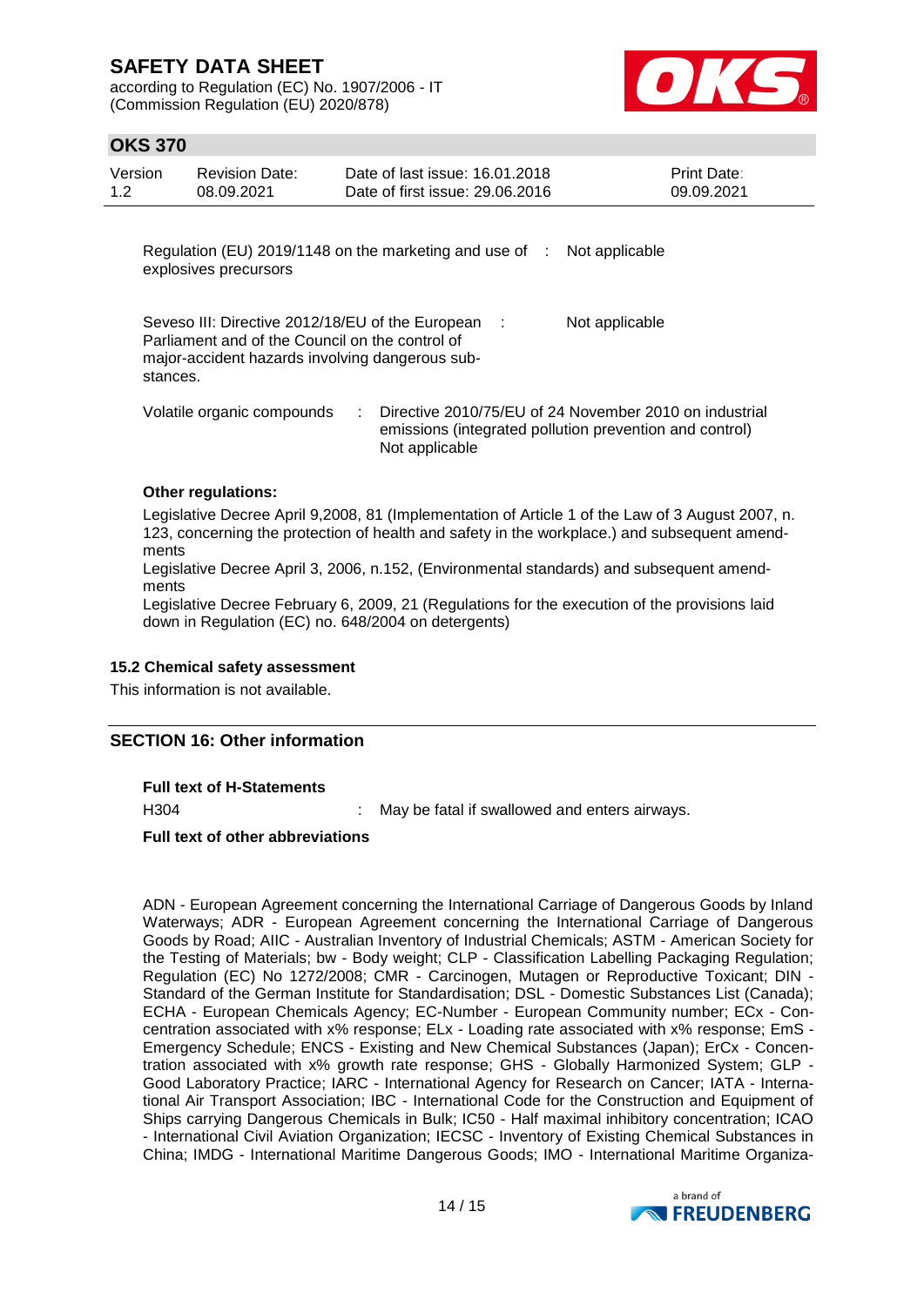| | | |
|---|---|---|
| Regulation (EU) 2019/1148 on the marketing and use of explosives precursors | : | Not applicable |
| Seveso III: Directive 2012/18/EU of the European Parliament and of the Council on the control of major-accident hazards involving dangerous substances. | : | Not applicable |
| Volatile organic compounds | : | Directive 2010/75/EU of 24 November 2010 on industrial emissions (integrated pollution prevention and control)<br>Not applicable |

**Other regulations:**

Legislative Decree April 9,2008, 81 (Implementation of Article 1 of the Law of 3 August 2007, n. 123, concerning the protection of health and safety in the workplace.) and subsequent amendments

Legislative Decree April 3, 2006, n.152, (Environmental standards) and subsequent amendments

Legislative Decree February 6, 2009, 21 (Regulations for the execution of the provisions laid down in Regulation (EC) no. 648/2004 on detergents)

### 15.2 Chemical safety assessment

This information is not available.

## SECTION 16: Other information

**Full text of H-Statements**

H304 : May be fatal if swallowed and enters airways.

**Full text of other abbreviations**

ADN - European Agreement concerning the International Carriage of Dangerous Goods by Inland Waterways; ADR - European Agreement concerning the International Carriage of Dangerous Goods by Road; AIIC - Australian Inventory of Industrial Chemicals; ASTM - American Society for the Testing of Materials; bw - Body weight; CLP - Classification Labelling Packaging Regulation; Regulation (EC) No 1272/2008; CMR - Carcinogen, Mutagen or Reproductive Toxicant; DIN - Standard of the German Institute for Standardisation; DSL - Domestic Substances List (Canada); ECHA - European Chemicals Agency; EC-Number - European Community number; ECx - Concentration associated with x% response; ELx - Loading rate associated with x% response; EmS - Emergency Schedule; ENCS - Existing and New Chemical Substances (Japan); ErCx - Concentration associated with x% growth rate response; GHS - Globally Harmonized System; GLP - Good Laboratory Practice; IARC - International Agency for Research on Cancer; IATA - International Air Transport Association; IBC - International Code for the Construction and Equipment of Ships carrying Dangerous Chemicals in Bulk; IC50 - Half maximal inhibitory concentration; ICAO - International Civil Aviation Organization; IECSC - Inventory of Existing Chemical Substances in China; IMDG - International Maritime Dangerous Goods; IMO - International Maritime Organiza-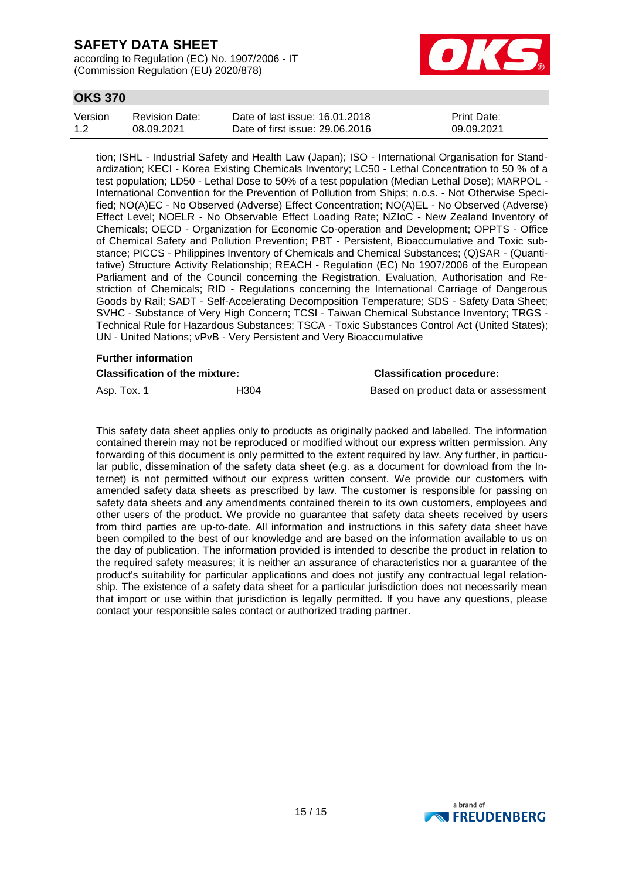tion; ISHL - Industrial Safety and Health Law (Japan); ISO - International Organisation for Standardization; KECI - Korea Existing Chemicals Inventory; LC50 - Lethal Concentration to 50 % of a test population; LD50 - Lethal Dose to 50% of a test population (Median Lethal Dose); MARPOL - International Convention for the Prevention of Pollution from Ships; n.o.s. - Not Otherwise Specified; NO(A)EC - No Observed (Adverse) Effect Concentration; NO(A)EL - No Observed (Adverse) Effect Level; NOELR - No Observable Effect Loading Rate; NZIoC - New Zealand Inventory of Chemicals; OECD - Organization for Economic Co-operation and Development; OPPTS - Office of Chemical Safety and Pollution Prevention; PBT - Persistent, Bioaccumulative and Toxic substance; PICCS - Philippines Inventory of Chemicals and Chemical Substances; (Q)SAR - (Quantitative) Structure Activity Relationship; REACH - Regulation (EC) No 1907/2006 of the European Parliament and of the Council concerning the Registration, Evaluation, Authorisation and Restriction of Chemicals; RID - Regulations concerning the International Carriage of Dangerous Goods by Rail; SADT - Self-Accelerating Decomposition Temperature; SDS - Safety Data Sheet; SVHC - Substance of Very High Concern; TCSI - Taiwan Chemical Substance Inventory; TRGS - Technical Rule for Hazardous Substances; TSCA - Toxic Substances Control Act (United States); UN - United Nations; vPvB - Very Persistent and Very Bioaccumulative

**Further information**

| **Classification of the mixture:** | | **Classification procedure:** |
|---|---|---|
| Asp. Tox. 1 | H304 | Based on product data or assessment |

This safety data sheet applies only to products as originally packed and labelled. The information contained therein may not be reproduced or modified without our express written permission. Any forwarding of this document is only permitted to the extent required by law. Any further, in particular public, dissemination of the safety data sheet (e.g. as a document for download from the Internet) is not permitted without our express written consent. We provide our customers with amended safety data sheets as prescribed by law. The customer is responsible for passing on safety data sheets and any amendments contained therein to its own customers, employees and other users of the product. We provide no guarantee that safety data sheets received by users from third parties are up-to-date. All information and instructions in this safety data sheet have been compiled to the best of our knowledge and are based on the information available to us on the day of publication. The information provided is intended to describe the product in relation to the required safety measures; it is neither an assurance of characteristics nor a guarantee of the product's suitability for particular applications and does not justify any contractual legal relationship. The existence of a safety data sheet for a particular jurisdiction does not necessarily mean that import or use within that jurisdiction is legally permitted. If you have any questions, please contact your responsible sales contact or authorized trading partner.